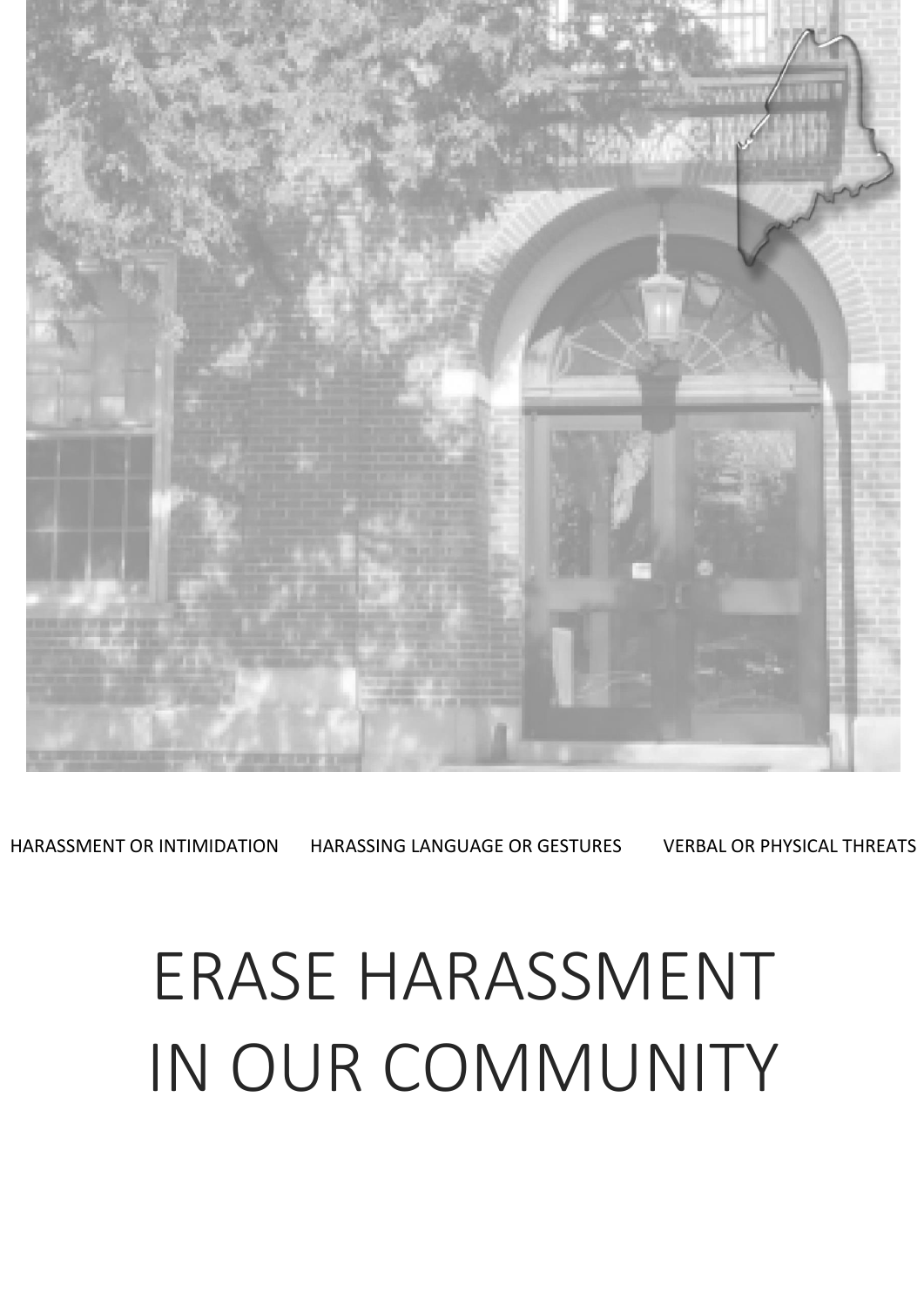HARASSMENT OR INTIMIDATION HARASSING LANGUAGE OR GESTURES VERBAL OR PHYSICAL THREATS

# ERASE HARASSMENT IN OUR COMMUNITY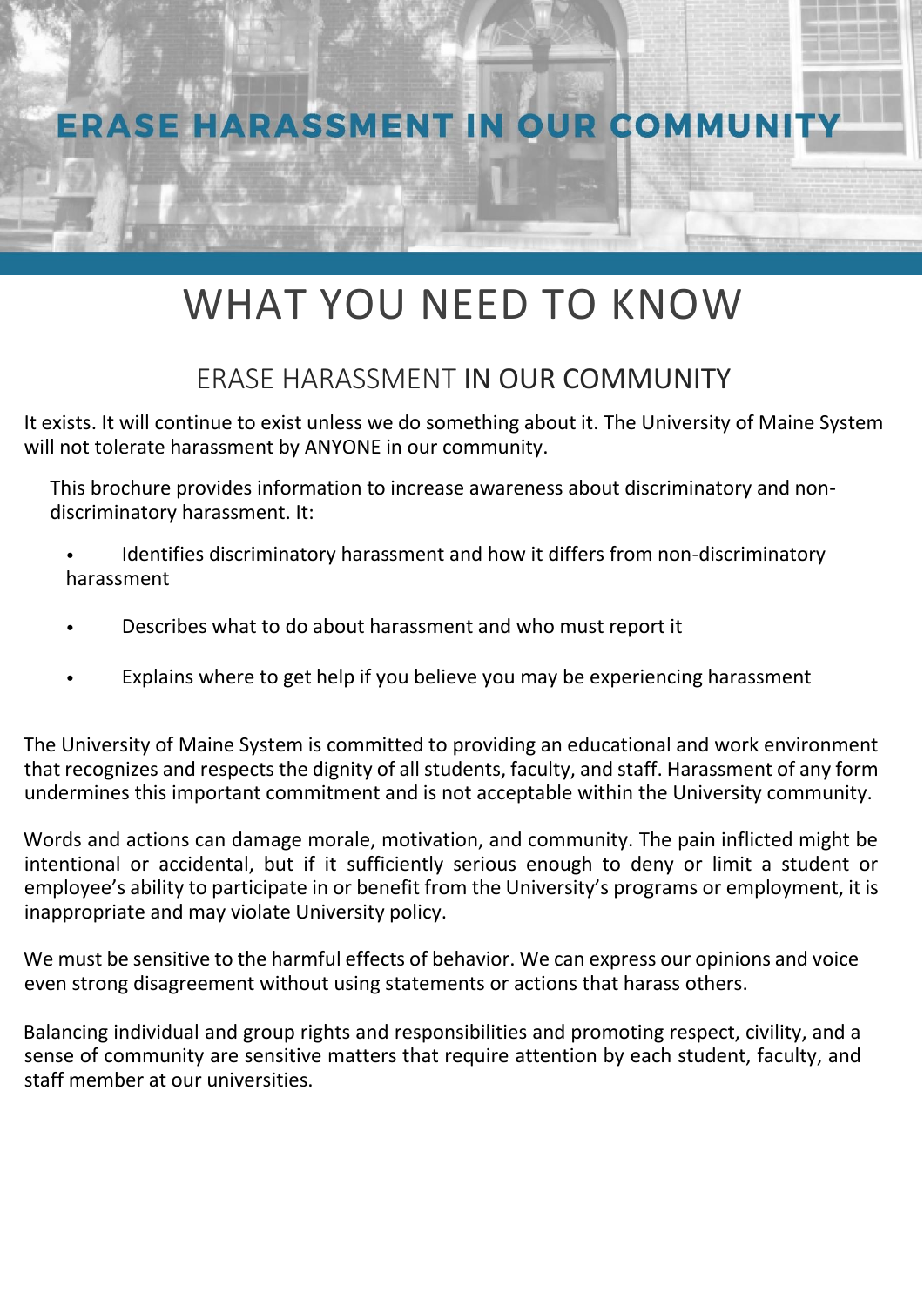# ERASE HARASSMENT IN OUR COMMUNITY

# WHAT YOU NEED TO KNOW

## ERASE HARASSMENT IN OUR COMMUNITY

It exists. It will continue to exist unless we do something about it. The University of Maine System will not tolerate harassment by ANYONE in our community.

This brochure provides information to increase awareness about discriminatory and non-discriminatory harassment. It:

- Identifies discriminatory harassment and how it differs from non-discriminatory harassment
- Describes what to do about harassment and who must report it
- Explains where to get help if you believe you may be experiencing harassment

The University of Maine System is committed to providing an educational and work environment that recognizes and respects the dignity of all students, faculty, and staff. Harassment of any form undermines this important commitment and is not acceptable within the University community.

Words and actions can damage morale, motivation, and community. The pain inflicted might be intentional or accidental, but if it sufficiently serious enough to deny or limit a student or employee's ability to participate in or benefit from the University's programs or employment, it is inappropriate and may violate University policy.

We must be sensitive to the harmful effects of behavior. We can express our opinions and voice even strong disagreement without using statements or actions that harass others.

Balancing individual and group rights and responsibilities and promoting respect, civility, and a sense of community are sensitive matters that require attention by each student, faculty, and staff member at our universities.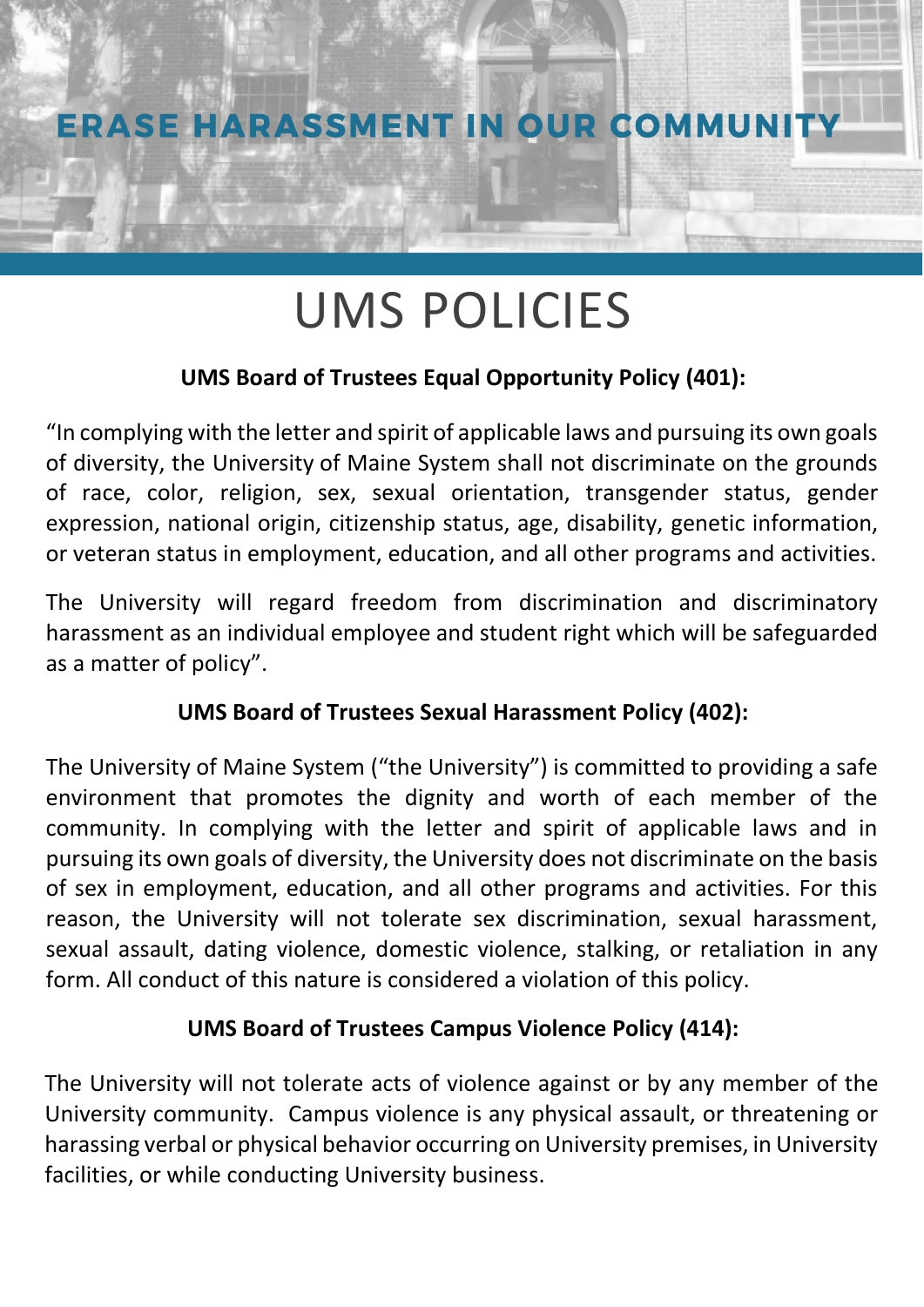ERASE HARASSMENT IN OUR COMMUNITY

# UMS POLICIES

**UMS Board of Trustees Equal Opportunity Policy (401):**

"In complying with the letter and spirit of applicable laws and pursuing its own goals of diversity, the University of Maine System shall not discriminate on the grounds of race, color, religion, sex, sexual orientation, transgender status, gender expression, national origin, citizenship status, age, disability, genetic information, or veteran status in employment, education, and all other programs and activities.

The University will regard freedom from discrimination and discriminatory harassment as an individual employee and student right which will be safeguarded as a matter of policy".

**UMS Board of Trustees Sexual Harassment Policy (402):**

The University of Maine System ("the University") is committed to providing a safe environment that promotes the dignity and worth of each member of the community. In complying with the letter and spirit of applicable laws and in pursuing its own goals of diversity, the University does not discriminate on the basis of sex in employment, education, and all other programs and activities. For this reason, the University will not tolerate sex discrimination, sexual harassment, sexual assault, dating violence, domestic violence, stalking, or retaliation in any form. All conduct of this nature is considered a violation of this policy.

**UMS Board of Trustees Campus Violence Policy (414):**

The University will not tolerate acts of violence against or by any member of the University community. Campus violence is any physical assault, or threatening or harassing verbal or physical behavior occurring on University premises, in University facilities, or while conducting University business.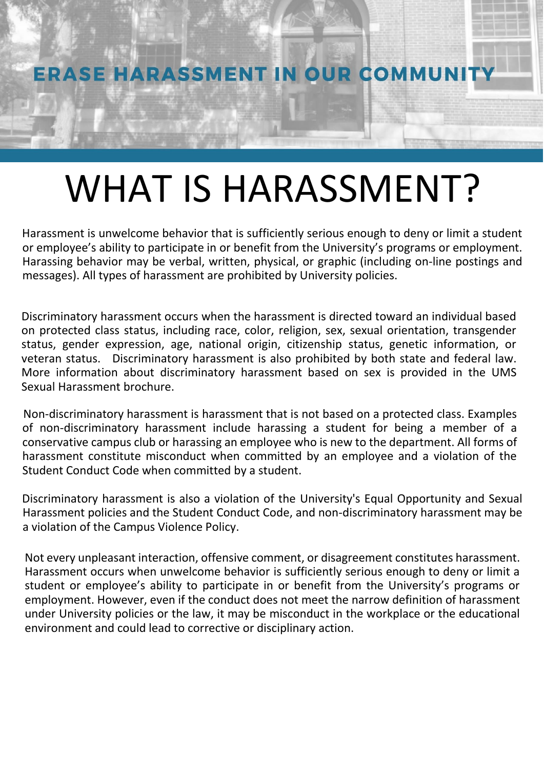## ERASE HARASSMENT IN OUR COMMUNITY

# WHAT IS HARASSMENT?

Harassment is unwelcome behavior that is sufficiently serious enough to deny or limit a student or employee's ability to participate in or benefit from the University's programs or employment. Harassing behavior may be verbal, written, physical, or graphic (including on-line postings and messages). All types of harassment are prohibited by University policies.

Discriminatory harassment occurs when the harassment is directed toward an individual based on protected class status, including race, color, religion, sex, sexual orientation, transgender status, gender expression, age, national origin, citizenship status, genetic information, or veteran status. Discriminatory harassment is also prohibited by both state and federal law. More information about discriminatory harassment based on sex is provided in the UMS Sexual Harassment brochure.

Non-discriminatory harassment is harassment that is not based on a protected class. Examples of non-discriminatory harassment include harassing a student for being a member of a conservative campus club or harassing an employee who is new to the department. All forms of harassment constitute misconduct when committed by an employee and a violation of the Student Conduct Code when committed by a student.

Discriminatory harassment is also a violation of the University's Equal Opportunity and Sexual Harassment policies and the Student Conduct Code, and non-discriminatory harassment may be a violation of the Campus Violence Policy.

Not every unpleasant interaction, offensive comment, or disagreement constitutes harassment. Harassment occurs when unwelcome behavior is sufficiently serious enough to deny or limit a student or employee's ability to participate in or benefit from the University's programs or employment. However, even if the conduct does not meet the narrow definition of harassment under University policies or the law, it may be misconduct in the workplace or the educational environment and could lead to corrective or disciplinary action.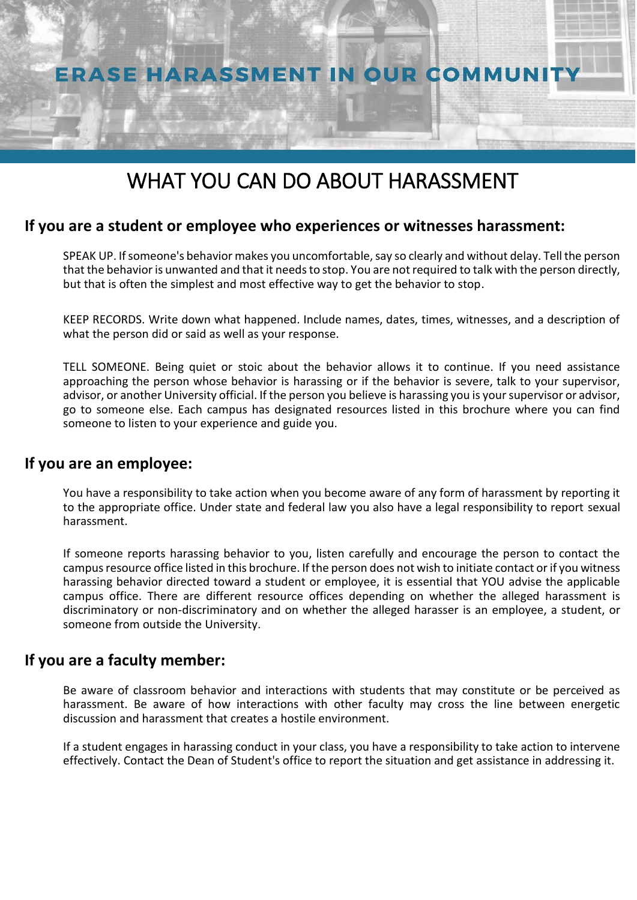# ERASE HARASSMENT IN OUR COMMUNITY

## WHAT YOU CAN DO ABOUT HARASSMENT

### If you are a student or employee who experiences or witnesses harassment:

SPEAK UP. If someone's behavior makes you uncomfortable, say so clearly and without delay. Tell the person that the behavior is unwanted and that it needs to stop. You are not required to talk with the person directly, but that is often the simplest and most effective way to get the behavior to stop.

KEEP RECORDS. Write down what happened. Include names, dates, times, witnesses, and a description of what the person did or said as well as your response.

TELL SOMEONE. Being quiet or stoic about the behavior allows it to continue. If you need assistance approaching the person whose behavior is harassing or if the behavior is severe, talk to your supervisor, advisor, or another University official. If the person you believe is harassing you is your supervisor or advisor, go to someone else. Each campus has designated resources listed in this brochure where you can find someone to listen to your experience and guide you.

### If you are an employee:

You have a responsibility to take action when you become aware of any form of harassment by reporting it to the appropriate office. Under state and federal law you also have a legal responsibility to report sexual harassment.

If someone reports harassing behavior to you, listen carefully and encourage the person to contact the campus resource office listed in this brochure. If the person does not wish to initiate contact or if you witness harassing behavior directed toward a student or employee, it is essential that YOU advise the applicable campus office. There are different resource offices depending on whether the alleged harassment is discriminatory or non-discriminatory and on whether the alleged harasser is an employee, a student, or someone from outside the University.

### If you are a faculty member:

Be aware of classroom behavior and interactions with students that may constitute or be perceived as harassment. Be aware of how interactions with other faculty may cross the line between energetic discussion and harassment that creates a hostile environment.

If a student engages in harassing conduct in your class, you have a responsibility to take action to intervene effectively. Contact the Dean of Student's office to report the situation and get assistance in addressing it.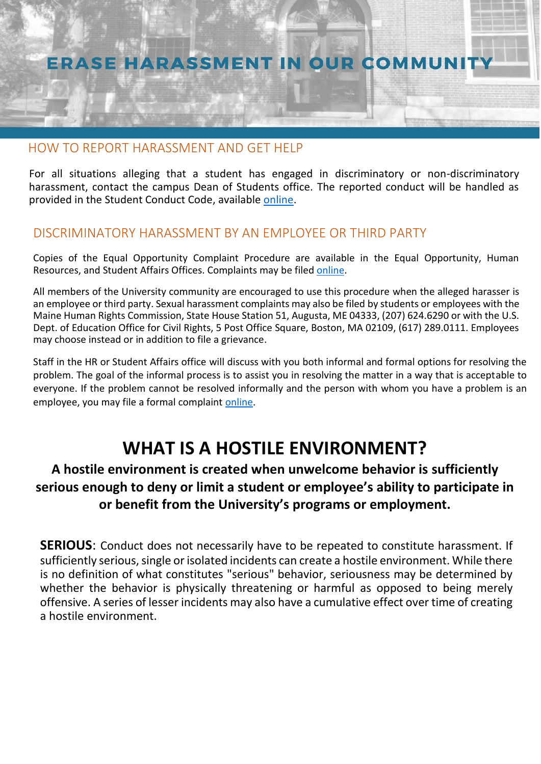# ERASE HARASSMENT IN OUR COMMUNITY

## HOW TO REPORT HARASSMENT AND GET HELP

For all situations alleging that a student has engaged in discriminatory or non-discriminatory harassment, contact the campus Dean of Students office. The reported conduct will be handled as provided in the Student Conduct Code, available online.

## DISCRIMINATORY HARASSMENT BY AN EMPLOYEE OR THIRD PARTY

Copies of the Equal Opportunity Complaint Procedure are available in the Equal Opportunity, Human Resources, and Student Affairs Offices. Complaints may be filed online.

All members of the University community are encouraged to use this procedure when the alleged harasser is an employee or third party. Sexual harassment complaints may also be filed by students or employees with the Maine Human Rights Commission, State House Station 51, Augusta, ME 04333, (207) 624.6290 or with the U.S. Dept. of Education Office for Civil Rights, 5 Post Office Square, Boston, MA 02109, (617) 289.0111. Employees may choose instead or in addition to file a grievance.

Staff in the HR or Student Affairs office will discuss with you both informal and formal options for resolving the problem. The goal of the informal process is to assist you in resolving the matter in a way that is acceptable to everyone. If the problem cannot be resolved informally and the person with whom you have a problem is an employee, you may file a formal complaint online.

# WHAT IS A HOSTILE ENVIRONMENT?

**A hostile environment is created when unwelcome behavior is sufficiently serious enough to deny or limit a student or employee's ability to participate in or benefit from the University's programs or employment.**

**SERIOUS**: Conduct does not necessarily have to be repeated to constitute harassment. If sufficiently serious, single or isolated incidents can create a hostile environment. While there is no definition of what constitutes "serious" behavior, seriousness may be determined by whether the behavior is physically threatening or harmful as opposed to being merely offensive. A series of lesser incidents may also have a cumulative effect over time of creating a hostile environment.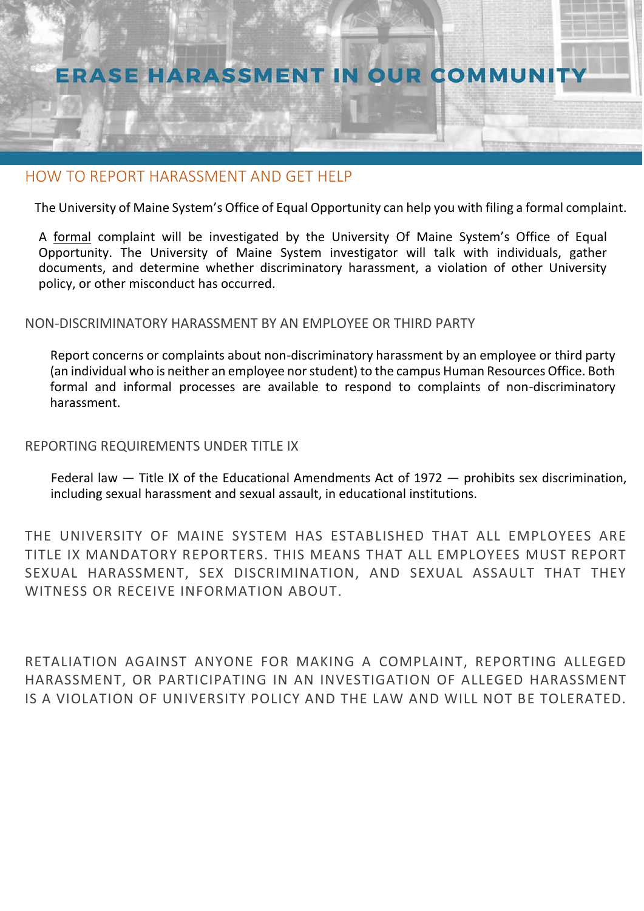# ERASE HARASSMENT IN OUR COMMUNITY

## HOW TO REPORT HARASSMENT AND GET HELP

The University of Maine System's Office of Equal Opportunity can help you with filing a formal complaint.

A formal complaint will be investigated by the University Of Maine System's Office of Equal Opportunity. The University of Maine System investigator will talk with individuals, gather documents, and determine whether discriminatory harassment, a violation of other University policy, or other misconduct has occurred.

### NON-DISCRIMINATORY HARASSMENT BY AN EMPLOYEE OR THIRD PARTY

Report concerns or complaints about non-discriminatory harassment by an employee or third party (an individual who is neither an employee nor student) to the campus Human Resources Office. Both formal and informal processes are available to respond to complaints of non-discriminatory harassment.

### REPORTING REQUIREMENTS UNDER TITLE IX

Federal law — Title IX of the Educational Amendments Act of 1972 — prohibits sex discrimination, including sexual harassment and sexual assault, in educational institutions.

THE UNIVERSITY OF MAINE SYSTEM HAS ESTABLISHED THAT ALL EMPLOYEES ARE TITLE IX MANDATORY REPORTERS. THIS MEANS THAT ALL EMPLOYEES MUST REPORT SEXUAL HARASSMENT, SEX DISCRIMINATION, AND SEXUAL ASSAULT THAT THEY WITNESS OR RECEIVE INFORMATION ABOUT.

RETALIATION AGAINST ANYONE FOR MAKING A COMPLAINT, REPORTING ALLEGED HARASSMENT, OR PARTICIPATING IN AN INVESTIGATION OF ALLEGED HARASSMENT IS A VIOLATION OF UNIVERSITY POLICY AND THE LAW AND WILL NOT BE TOLERATED.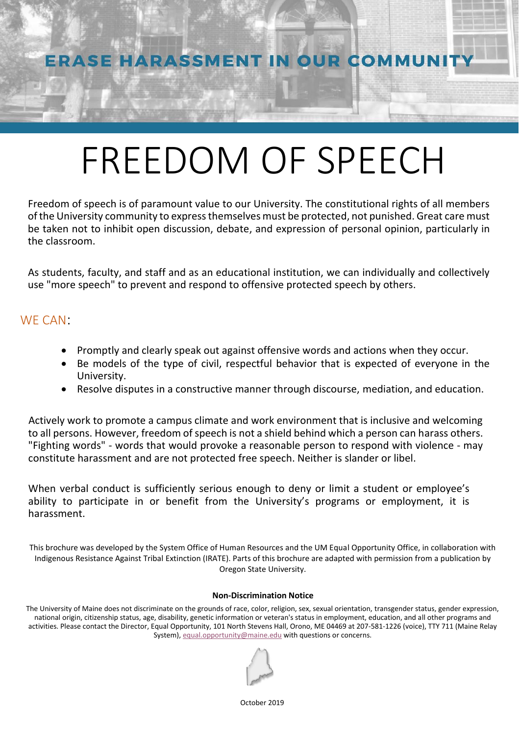ERASE HARASSMENT IN OUR COMMUNITY

# FREEDOM OF SPEECH

Freedom of speech is of paramount value to our University. The constitutional rights of all members of the University community to express themselves must be protected, not punished. Great care must be taken not to inhibit open discussion, debate, and expression of personal opinion, particularly in the classroom.

As students, faculty, and staff and as an educational institution, we can individually and collectively use "more speech" to prevent and respond to offensive protected speech by others.

## WE CAN:

- Promptly and clearly speak out against offensive words and actions when they occur.
- Be models of the type of civil, respectful behavior that is expected of everyone in the University.
- Resolve disputes in a constructive manner through discourse, mediation, and education.

Actively work to promote a campus climate and work environment that is inclusive and welcoming to all persons. However, freedom of speech is not a shield behind which a person can harass others. "Fighting words" - words that would provoke a reasonable person to respond with violence - may constitute harassment and are not protected free speech. Neither is slander or libel.

When verbal conduct is sufficiently serious enough to deny or limit a student or employee's ability to participate in or benefit from the University's programs or employment, it is harassment.

This brochure was developed by the System Office of Human Resources and the UM Equal Opportunity Office, in collaboration with Indigenous Resistance Against Tribal Extinction (IRATE). Parts of this brochure are adapted with permission from a publication by Oregon State University.

**Non-Discrimination Notice**

The University of Maine does not discriminate on the grounds of race, color, religion, sex, sexual orientation, transgender status, gender expression, national origin, citizenship status, age, disability, genetic information or veteran's status in employment, education, and all other programs and activities. Please contact the Director, Equal Opportunity, 101 North Stevens Hall, Orono, ME 04469 at 207-581-1226 (voice), TTY 711 (Maine Relay System), equal.opportunity@maine.edu with questions or concerns.

October 2019